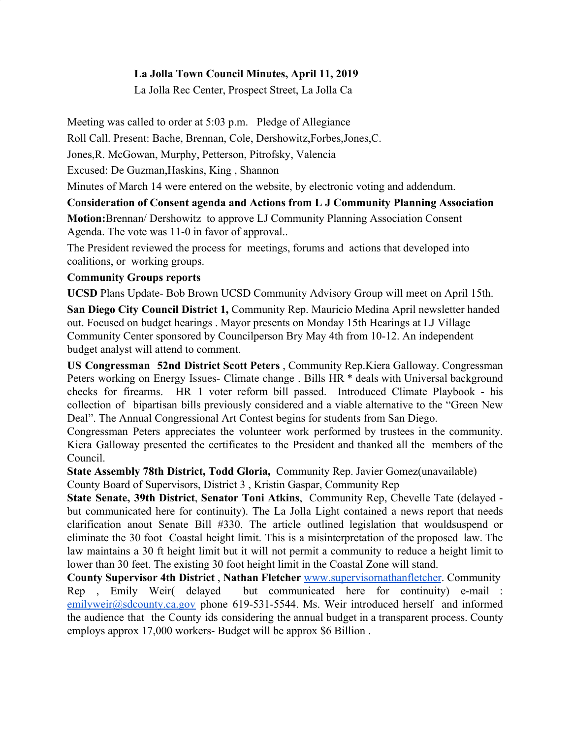**La Jolla Town Council Minutes, April 11, 2019**

La Jolla Rec Center, Prospect Street, La Jolla Ca

Meeting was called to order at 5:03 p.m. Pledge of Allegiance

Roll Call. Present: Bache, Brennan, Cole, Dershowitz,Forbes,Jones,C. Jones,R. McGowan, Murphy, Petterson, Pitrofsky, Valencia

Excused: De Guzman,Haskins, King , Shannon

Minutes of March 14 were entered on the website, by electronic voting and addendum.

**Consideration of Consent agenda and Actions from L J Community Planning Association**

**Motion:**Brennan/ Dershowitz to approve LJ Community Planning Association Consent Agenda. The vote was 11-0 in favor of approval..

The President reviewed the process for meetings, forums and actions that developed into coalitions, or working groups.

**Community Groups reports**

**UCSD** Plans Update- Bob Brown UCSD Community Advisory Group will meet on April 15th.

**San Diego City Council District 1,** Community Rep. Mauricio Medina April newsletter handed out. Focused on budget hearings . Mayor presents on Monday 15th Hearings at LJ Village Community Center sponsored by Councilperson Bry May 4th from 10-12. An independent budget analyst will attend to comment.

**US Congressman 52nd District Scott Peters** , Community Rep.Kiera Galloway. Congressman Peters working on Energy Issues- Climate change . Bills HR * deals with Universal background checks for firearms. HR 1 voter reform bill passed. Introduced Climate Playbook - his collection of bipartisan bills previously considered and a viable alternative to the "Green New Deal". The Annual Congressional Art Contest begins for students from San Diego.

Congressman Peters appreciates the volunteer work performed by trustees in the community. Kiera Galloway presented the certificates to the President and thanked all the members of the Council.

**State Assembly 78th District, Todd Gloria,** Community Rep. Javier Gomez(unavailable)

County Board of Supervisors, District 3 , Kristin Gaspar, Community Rep

**State Senate, 39th District**, **Senator Toni Atkins**, Community Rep, Chevelle Tate (delayed - but communicated here for continuity). The La Jolla Light contained a news report that needs clarification anout Senate Bill #330. The article outlined legislation that wouldsuspend or eliminate the 30 foot Coastal height limit. This is a misinterpretation of the proposed law. The law maintains a 30 ft height limit but it will not permit a community to reduce a height limit to lower than 30 feet. The existing 30 foot height limit in the Coastal Zone will stand.

**County Supervisor 4th District** , **Nathan Fletcher** [www.supervisornathanfletcher](www.supervisornathanfletcher). Community Rep , Emily Weir( delayed but communicated here for continuity) e-mail : [emilyweir@sdcounty.ca.gov](mailto:emilyweir@sdcounty.ca.gov) phone 619-531-5544. Ms. Weir introduced herself and informed the audience that the County ids considering the annual budget in a transparent process. County employs approx 17,000 workers- Budget will be approx $6 Billion .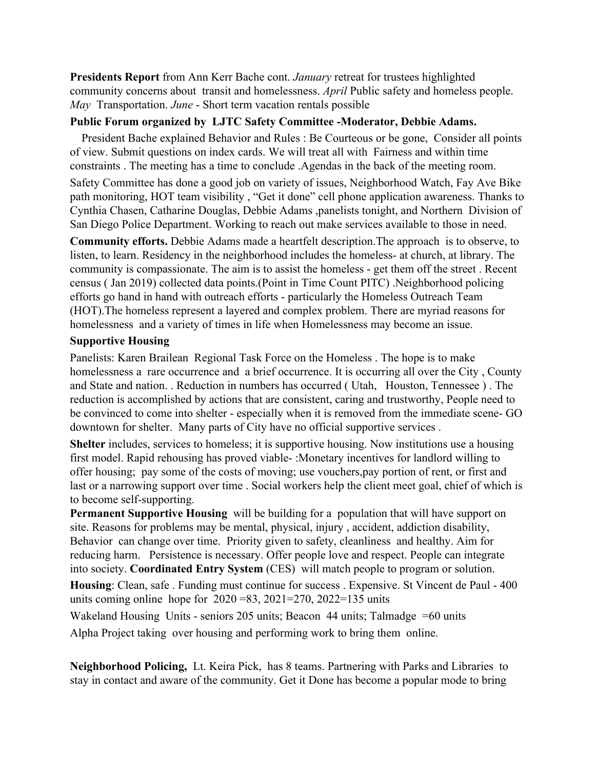**Presidents Report** from Ann Kerr Bache cont. *January* retreat for trustees highlighted community concerns about transit and homelessness. *April* Public safety and homeless people. *May* Transportation. *June* - Short term vacation rentals possible

**Public Forum organized by LJTC Safety Committee -Moderator, Debbie Adams.**

President Bache explained Behavior and Rules : Be Courteous or be gone, Consider all points of view. Submit questions on index cards. We will treat all with Fairness and within time constraints . The meeting has a time to conclude .Agendas in the back of the meeting room.

Safety Committee has done a good job on variety of issues, Neighborhood Watch, Fay Ave Bike path monitoring, HOT team visibility , "Get it done" cell phone application awareness. Thanks to Cynthia Chasen, Catharine Douglas, Debbie Adams ,panelists tonight, and Northern Division of San Diego Police Department. Working to reach out make services available to those in need.

**Community efforts.** Debbie Adams made a heartfelt description.The approach is to observe, to listen, to learn. Residency in the neighborhood includes the homeless- at church, at library. The community is compassionate. The aim is to assist the homeless - get them off the street . Recent census ( Jan 2019) collected data points.(Point in Time Count PITC) .Neighborhood policing efforts go hand in hand with outreach efforts - particularly the Homeless Outreach Team (HOT).The homeless represent a layered and complex problem. There are myriad reasons for homelessness and a variety of times in life when Homelessness may become an issue.

**Supportive Housing**

Panelists: Karen Brailean Regional Task Force on the Homeless . The hope is to make homelessness a rare occurrence and a brief occurrence. It is occurring all over the City , County and State and nation. . Reduction in numbers has occurred ( Utah, Houston, Tennessee ) . The reduction is accomplished by actions that are consistent, caring and trustworthy, People need to be convinced to come into shelter - especially when it is removed from the immediate scene- GO downtown for shelter. Many parts of City have no official supportive services .

**Shelter** includes, services to homeless; it is supportive housing. Now institutions use a housing first model. Rapid rehousing has proved viable- :Monetary incentives for landlord willing to offer housing; pay some of the costs of moving; use vouchers,pay portion of rent, or first and last or a narrowing support over time . Social workers help the client meet goal, chief of which is to become self-supporting.

**Permanent Supportive Housing** will be building for a population that will have support on site. Reasons for problems may be mental, physical, injury , accident, addiction disability, Behavior can change over time. Priority given to safety, cleanliness and healthy. Aim for reducing harm. Persistence is necessary. Offer people love and respect. People can integrate into society. **Coordinated Entry System** (CES) will match people to program or solution.

**Housing**: Clean, safe . Funding must continue for success . Expensive. St Vincent de Paul - 400 units coming online hope for 2020 =83, 2021=270, 2022=135 units

Wakeland Housing Units - seniors 205 units; Beacon 44 units; Talmadge =60 units

Alpha Project taking over housing and performing work to bring them online.

**Neighborhood Policing,** Lt. Keira Pick, has 8 teams. Partnering with Parks and Libraries to stay in contact and aware of the community. Get it Done has become a popular mode to bring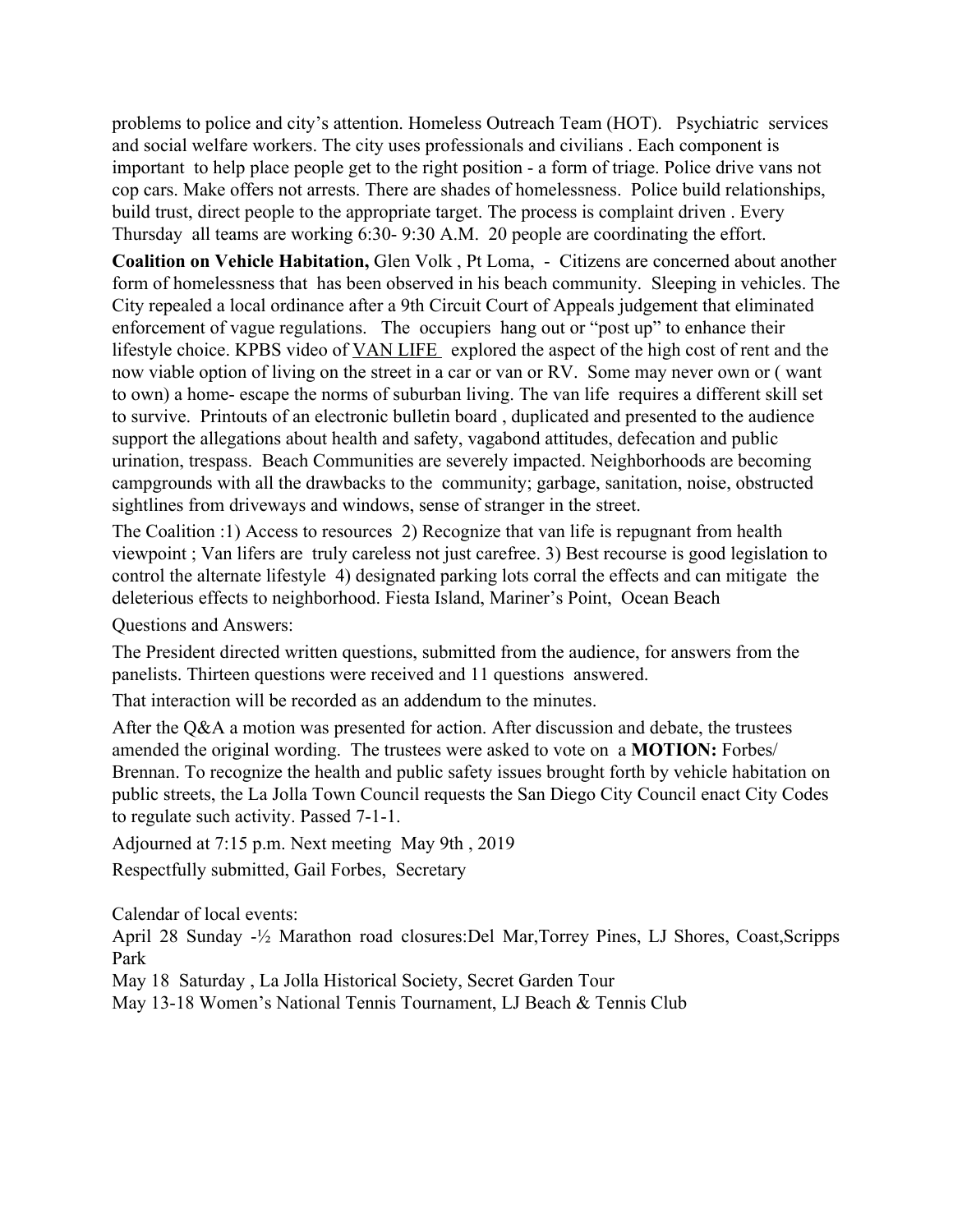problems to police and city's attention. Homeless Outreach Team (HOT). Psychiatric services and social welfare workers. The city uses professionals and civilians . Each component is important to help place people get to the right position - a form of triage. Police drive vans not cop cars. Make offers not arrests. There are shades of homelessness. Police build relationships, build trust, direct people to the appropriate target. The process is complaint driven . Every Thursday all teams are working 6:30- 9:30 A.M. 20 people are coordinating the effort.

**Coalition on Vehicle Habitation,** Glen Volk , Pt Loma, - Citizens are concerned about another form of homelessness that has been observed in his beach community. Sleeping in vehicles. The City repealed a local ordinance after a 9th Circuit Court of Appeals judgement that eliminated enforcement of vague regulations. The occupiers hang out or "post up" to enhance their lifestyle choice. KPBS video of VAN LIFE explored the aspect of the high cost of rent and the now viable option of living on the street in a car or van or RV. Some may never own or ( want to own) a home- escape the norms of suburban living. The van life requires a different skill set to survive. Printouts of an electronic bulletin board , duplicated and presented to the audience support the allegations about health and safety, vagabond attitudes, defecation and public urination, trespass. Beach Communities are severely impacted. Neighborhoods are becoming campgrounds with all the drawbacks to the community; garbage, sanitation, noise, obstructed sightlines from driveways and windows, sense of stranger in the street.

The Coalition :1) Access to resources 2) Recognize that van life is repugnant from health viewpoint ; Van lifers are truly careless not just carefree. 3) Best recourse is good legislation to control the alternate lifestyle 4) designated parking lots corral the effects and can mitigate the deleterious effects to neighborhood. Fiesta Island, Mariner's Point, Ocean Beach

Questions and Answers:

The President directed written questions, submitted from the audience, for answers from the panelists. Thirteen questions were received and 11 questions answered.

That interaction will be recorded as an addendum to the minutes.

After the Q&A a motion was presented for action. After discussion and debate, the trustees amended the original wording. The trustees were asked to vote on a **MOTION:** Forbes/ Brennan. To recognize the health and public safety issues brought forth by vehicle habitation on public streets, the La Jolla Town Council requests the San Diego City Council enact City Codes to regulate such activity. Passed 7-1-1.

Adjourned at 7:15 p.m. Next meeting May 9th , 2019

Respectfully submitted, Gail Forbes, Secretary

Calendar of local events:

April 28 Sunday -½ Marathon road closures:Del Mar,Torrey Pines, LJ Shores, Coast,Scripps Park

May 18 Saturday , La Jolla Historical Society, Secret Garden Tour

May 13-18 Women's National Tennis Tournament, LJ Beach & Tennis Club